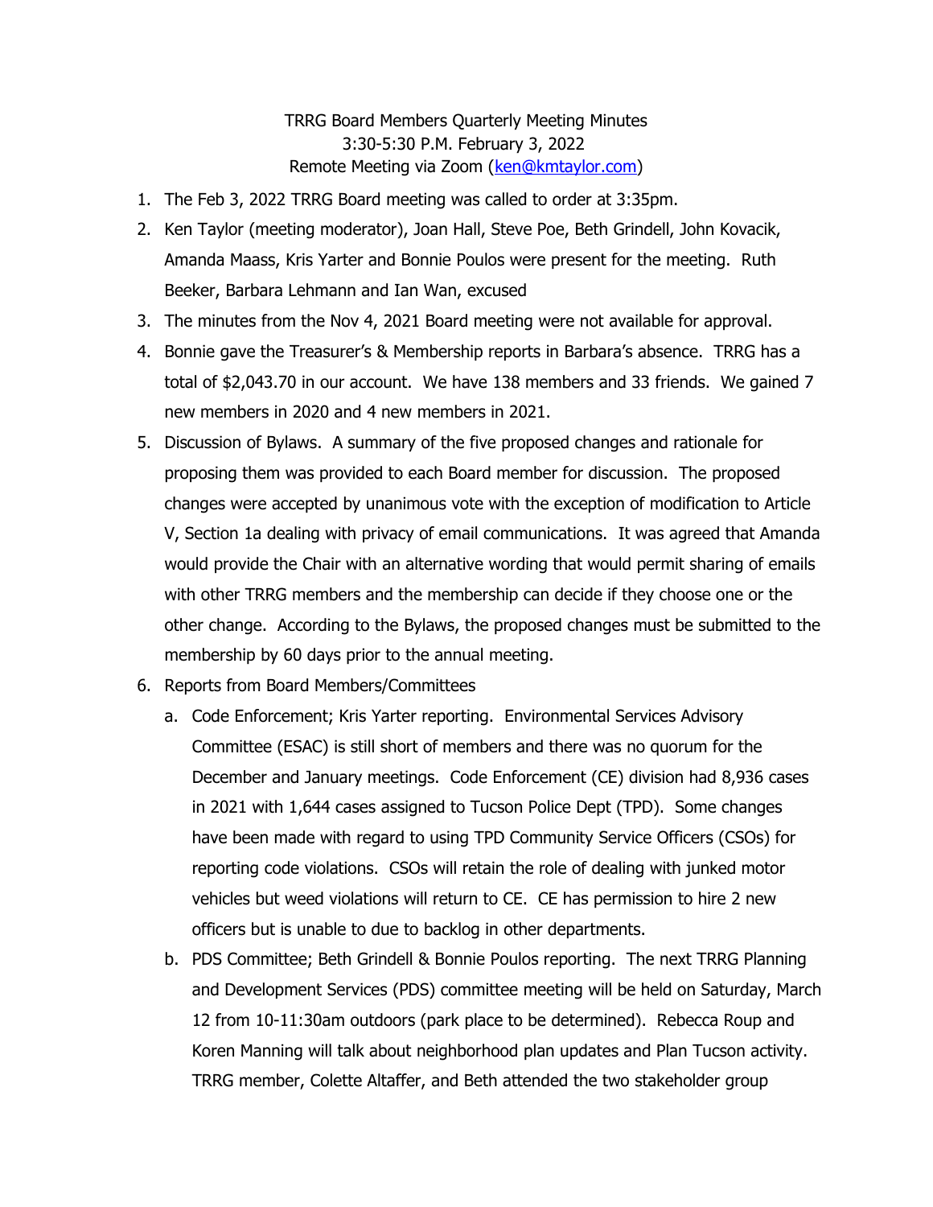TRRG Board Members Quarterly Meeting Minutes
3:30-5:30 P.M. February 3, 2022
Remote Meeting via Zoom (ken@kmtaylor.com)

1. The Feb 3, 2022 TRRG Board meeting was called to order at 3:35pm.
2. Ken Taylor (meeting moderator), Joan Hall, Steve Poe, Beth Grindell, John Kovacik, Amanda Maass, Kris Yarter and Bonnie Poulos were present for the meeting. Ruth Beeker, Barbara Lehmann and Ian Wan, excused
3. The minutes from the Nov 4, 2021 Board meeting were not available for approval.
4. Bonnie gave the Treasurer's & Membership reports in Barbara's absence. TRRG has a total of $2,043.70 in our account. We have 138 members and 33 friends. We gained 7 new members in 2020 and 4 new members in 2021.
5. Discussion of Bylaws. A summary of the five proposed changes and rationale for proposing them was provided to each Board member for discussion. The proposed changes were accepted by unanimous vote with the exception of modification to Article V, Section 1a dealing with privacy of email communications. It was agreed that Amanda would provide the Chair with an alternative wording that would permit sharing of emails with other TRRG members and the membership can decide if they choose one or the other change. According to the Bylaws, the proposed changes must be submitted to the membership by 60 days prior to the annual meeting.
6. Reports from Board Members/Committees
   a. Code Enforcement; Kris Yarter reporting. Environmental Services Advisory Committee (ESAC) is still short of members and there was no quorum for the December and January meetings. Code Enforcement (CE) division had 8,936 cases in 2021 with 1,644 cases assigned to Tucson Police Dept (TPD). Some changes have been made with regard to using TPD Community Service Officers (CSOs) for reporting code violations. CSOs will retain the role of dealing with junked motor vehicles but weed violations will return to CE. CE has permission to hire 2 new officers but is unable to due to backlog in other departments.
   b. PDS Committee; Beth Grindell & Bonnie Poulos reporting. The next TRRG Planning and Development Services (PDS) committee meeting will be held on Saturday, March 12 from 10-11:30am outdoors (park place to be determined). Rebecca Roup and Koren Manning will talk about neighborhood plan updates and Plan Tucson activity. TRRG member, Colette Altaffer, and Beth attended the two stakeholder group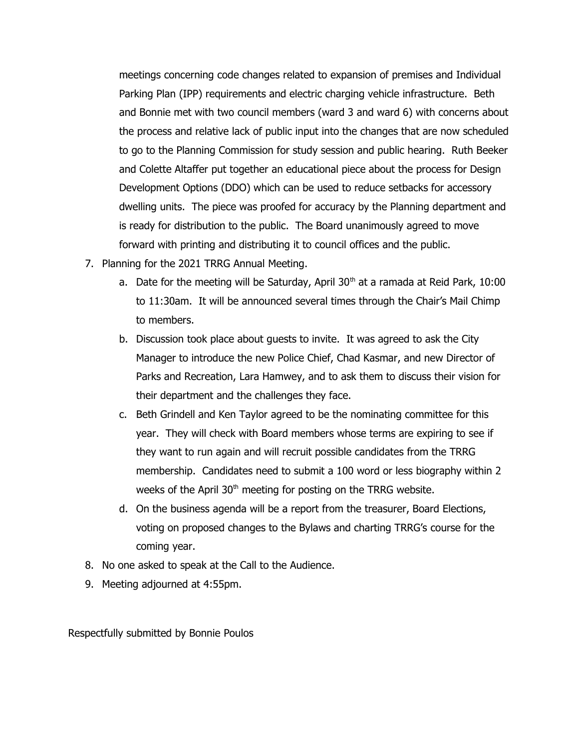meetings concerning code changes related to expansion of premises and Individual Parking Plan (IPP) requirements and electric charging vehicle infrastructure. Beth and Bonnie met with two council members (ward 3 and ward 6) with concerns about the process and relative lack of public input into the changes that are now scheduled to go to the Planning Commission for study session and public hearing. Ruth Beeker and Colette Altaffer put together an educational piece about the process for Design Development Options (DDO) which can be used to reduce setbacks for accessory dwelling units. The piece was proofed for accuracy by the Planning department and is ready for distribution to the public. The Board unanimously agreed to move forward with printing and distributing it to council offices and the public.

7. Planning for the 2021 TRRG Annual Meeting.
   a. Date for the meeting will be Saturday, April 30th at a ramada at Reid Park, 10:00 to 11:30am. It will be announced several times through the Chair's Mail Chimp to members.
   b. Discussion took place about guests to invite. It was agreed to ask the City Manager to introduce the new Police Chief, Chad Kasmar, and new Director of Parks and Recreation, Lara Hamwey, and to ask them to discuss their vision for their department and the challenges they face.
   c. Beth Grindell and Ken Taylor agreed to be the nominating committee for this year. They will check with Board members whose terms are expiring to see if they want to run again and will recruit possible candidates from the TRRG membership. Candidates need to submit a 100 word or less biography within 2 weeks of the April 30th meeting for posting on the TRRG website.
   d. On the business agenda will be a report from the treasurer, Board Elections, voting on proposed changes to the Bylaws and charting TRRG's course for the coming year.
8. No one asked to speak at the Call to the Audience.
9. Meeting adjourned at 4:55pm.

Respectfully submitted by Bonnie Poulos